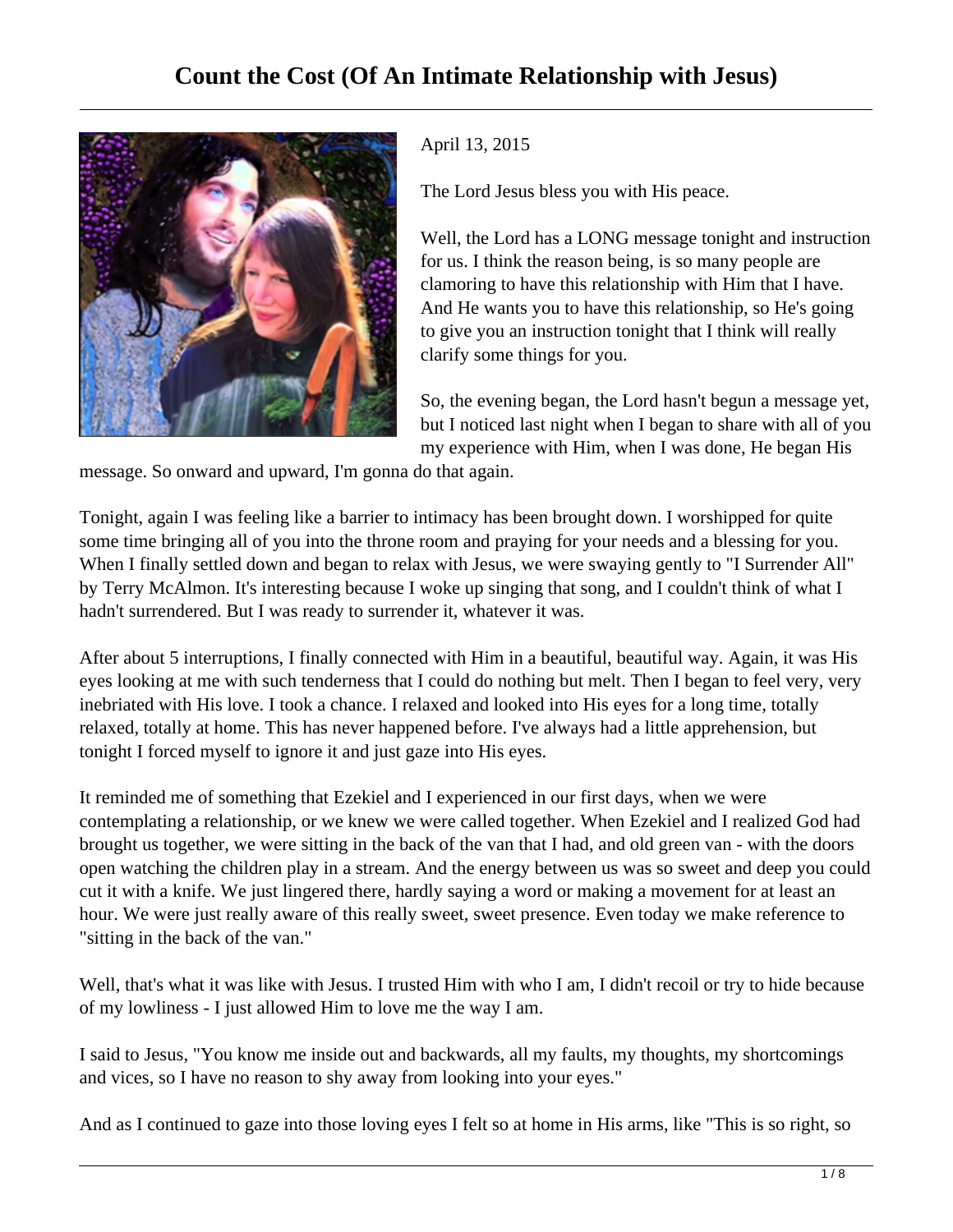# Count the Cost (Of An Intimate Relationship with Jesus)

April 13, 2015

The Lord Jesus bless you with His peace.

Well, the Lord has a LONG message tonight and instruction for us. I think the reason being, is so many people are clamoring to have this relationship with Him that I have. And He wants you to have this relationship, so He's going to give you an instruction tonight that I think will really clarify some things for you.

So, the evening began, the Lord hasn't begun a message yet, but I noticed last night when I began to share with all of you my experience with Him, when I was done, He began His message. So onward and upward, I'm gonna do that again.

Tonight, again I was feeling like a barrier to intimacy has been brought down. I worshipped for quite some time bringing all of you into the throne room and praying for your needs and a blessing for you. When I finally settled down and began to relax with Jesus, we were swaying gently to "I Surrender All" by Terry McAlmon. It's interesting because I woke up singing that song, and I couldn't think of what I hadn't surrendered. But I was ready to surrender it, whatever it was.

After about 5 interruptions, I finally connected with Him in a beautiful, beautiful way. Again, it was His eyes looking at me with such tenderness that I could do nothing but melt. Then I began to feel very, very inebriated with His love. I took a chance. I relaxed and looked into His eyes for a long time, totally relaxed, totally at home. This has never happened before. I've always had a little apprehension, but tonight I forced myself to ignore it and just gaze into His eyes.

It reminded me of something that Ezekiel and I experienced in our first days, when we were contemplating a relationship, or we knew we were called together. When Ezekiel and I realized God had brought us together, we were sitting in the back of the van that I had, and old green van - with the doors open watching the children play in a stream. And the energy between us was so sweet and deep you could cut it with a knife. We just lingered there, hardly saying a word or making a movement for at least an hour. We were just really aware of this really sweet, sweet presence. Even today we make reference to "sitting in the back of the van."

Well, that's what it was like with Jesus. I trusted Him with who I am, I didn't recoil or try to hide because of my lowliness - I just allowed Him to love me the way I am.

I said to Jesus, "You know me inside out and backwards, all my faults, my thoughts, my shortcomings and vices, so I have no reason to shy away from looking into your eyes."

And as I continued to gaze into those loving eyes I felt so at home in His arms, like "This is so right, so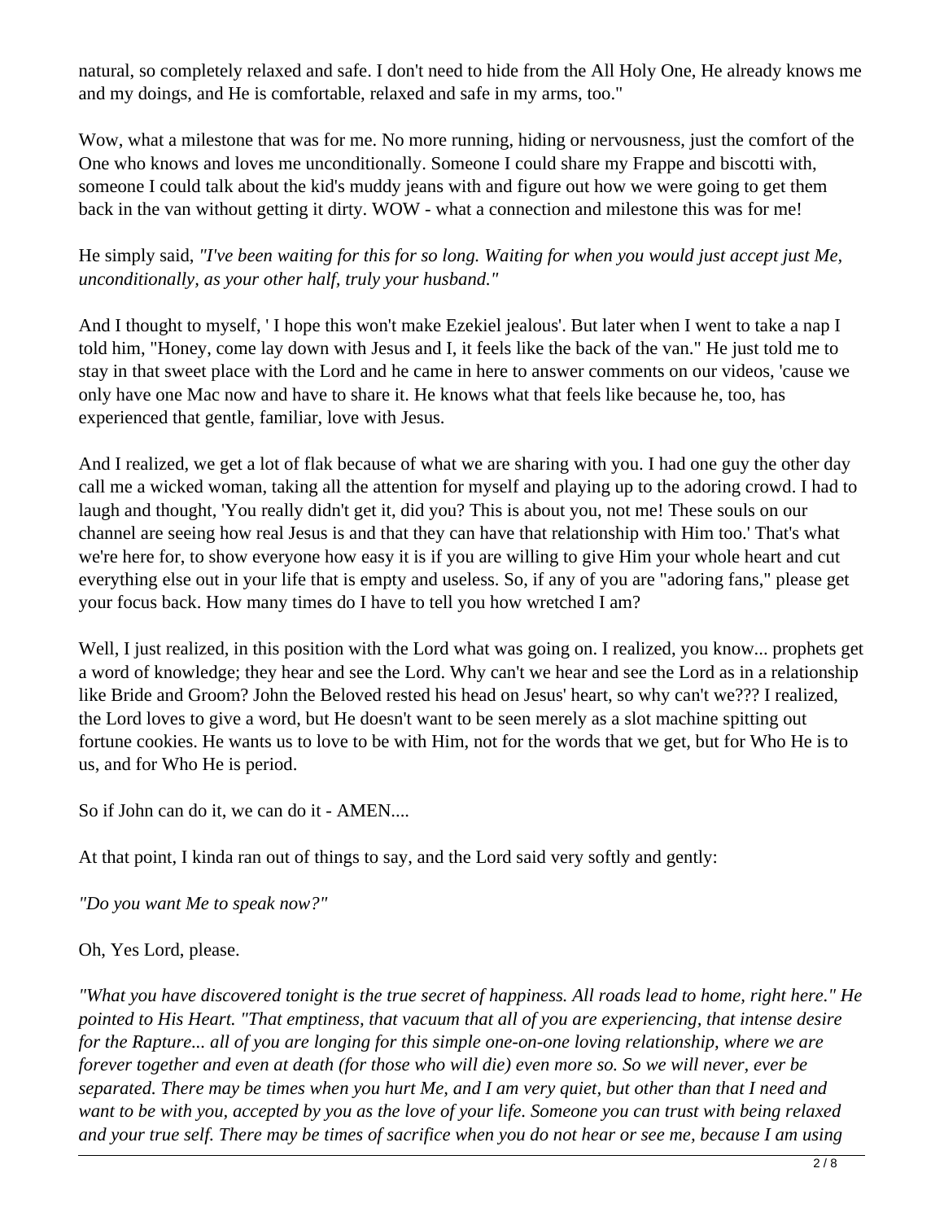natural, so completely relaxed and safe. I don't need to hide from the All Holy One, He already knows me and my doings, and He is comfortable, relaxed and safe in my arms, too."

Wow, what a milestone that was for me. No more running, hiding or nervousness, just the comfort of the One who knows and loves me unconditionally. Someone I could share my Frappe and biscotti with, someone I could talk about the kid's muddy jeans with and figure out how we were going to get them back in the van without getting it dirty. WOW - what a connection and milestone this was for me!

He simply said, *"I've been waiting for this for so long. Waiting for when you would just accept just Me, unconditionally, as your other half, truly your husband."*

And I thought to myself, ' I hope this won't make Ezekiel jealous'. But later when I went to take a nap I told him, "Honey, come lay down with Jesus and I, it feels like the back of the van." He just told me to stay in that sweet place with the Lord and he came in here to answer comments on our videos, 'cause we only have one Mac now and have to share it. He knows what that feels like because he, too, has experienced that gentle, familiar, love with Jesus.

And I realized, we get a lot of flak because of what we are sharing with you. I had one guy the other day call me a wicked woman, taking all the attention for myself and playing up to the adoring crowd. I had to laugh and thought, 'You really didn't get it, did you? This is about you, not me! These souls on our channel are seeing how real Jesus is and that they can have that relationship with Him too.' That's what we're here for, to show everyone how easy it is if you are willing to give Him your whole heart and cut everything else out in your life that is empty and useless. So, if any of you are "adoring fans," please get your focus back. How many times do I have to tell you how wretched I am?

Well, I just realized, in this position with the Lord what was going on. I realized, you know... prophets get a word of knowledge; they hear and see the Lord. Why can't we hear and see the Lord as in a relationship like Bride and Groom? John the Beloved rested his head on Jesus' heart, so why can't we??? I realized, the Lord loves to give a word, but He doesn't want to be seen merely as a slot machine spitting out fortune cookies. He wants us to love to be with Him, not for the words that we get, but for Who He is to us, and for Who He is period.

So if John can do it, we can do it - AMEN....

At that point, I kinda ran out of things to say, and the Lord said very softly and gently:

*"Do you want Me to speak now?"*

Oh, Yes Lord, please.

*"What you have discovered tonight is the true secret of happiness. All roads lead to home, right here."* He pointed to His Heart. *"That emptiness, that vacuum that all of you are experiencing, that intense desire for the Rapture... all of you are longing for this simple one-on-one loving relationship, where we are forever together and even at death (for those who will die) even more so. So we will never, ever be separated. There may be times when you hurt Me, and I am very quiet, but other than that I need and want to be with you, accepted by you as the love of your life. Someone you can trust with being relaxed and your true self. There may be times of sacrifice when you do not hear or see me, because I am using*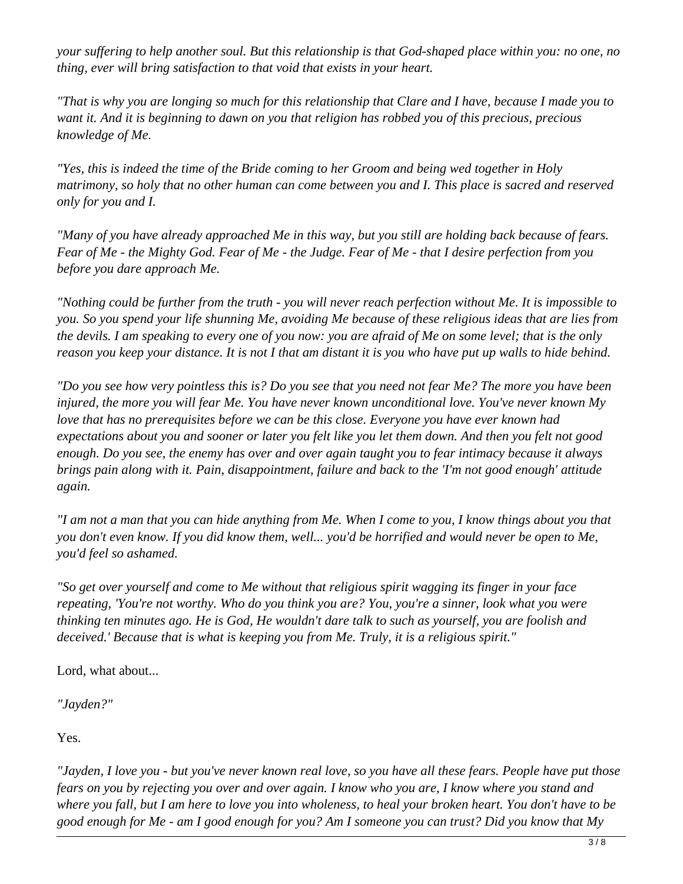*your suffering to help another soul. But this relationship is that God-shaped place within you: no one, no thing, ever will bring satisfaction to that void that exists in your heart.*

*"That is why you are longing so much for this relationship that Clare and I have, because I made you to want it. And it is beginning to dawn on you that religion has robbed you of this precious, precious knowledge of Me.*

*"Yes, this is indeed the time of the Bride coming to her Groom and being wed together in Holy matrimony, so holy that no other human can come between you and I. This place is sacred and reserved only for you and I.*

*"Many of you have already approached Me in this way, but you still are holding back because of fears. Fear of Me - the Mighty God. Fear of Me - the Judge. Fear of Me - that I desire perfection from you before you dare approach Me.*

*"Nothing could be further from the truth - you will never reach perfection without Me. It is impossible to you. So you spend your life shunning Me, avoiding Me because of these religious ideas that are lies from the devils. I am speaking to every one of you now: you are afraid of Me on some level; that is the only reason you keep your distance. It is not I that am distant it is you who have put up walls to hide behind.*

*"Do you see how very pointless this is? Do you see that you need not fear Me? The more you have been injured, the more you will fear Me. You have never known unconditional love. You've never known My love that has no prerequisites before we can be this close. Everyone you have ever known had expectations about you and sooner or later you felt like you let them down. And then you felt not good enough. Do you see, the enemy has over and over again taught you to fear intimacy because it always brings pain along with it. Pain, disappointment, failure and back to the 'I'm not good enough' attitude again.*

*"I am not a man that you can hide anything from Me. When I come to you, I know things about you that you don't even know. If you did know them, well... you'd be horrified and would never be open to Me, you'd feel so ashamed.*

*"So get over yourself and come to Me without that religious spirit wagging its finger in your face repeating, 'You're not worthy. Who do you think you are? You, you're a sinner, look what you were thinking ten minutes ago. He is God, He wouldn't dare talk to such as yourself, you are foolish and deceived.' Because that is what is keeping you from Me. Truly, it is a religious spirit."*

Lord, what about...

*"Jayden?"*

Yes.

*"Jayden, I love you - but you've never known real love, so you have all these fears. People have put those fears on you by rejecting you over and over again. I know who you are, I know where you stand and where you fall, but I am here to love you into wholeness, to heal your broken heart. You don't have to be good enough for Me - am I good enough for you? Am I someone you can trust? Did you know that My*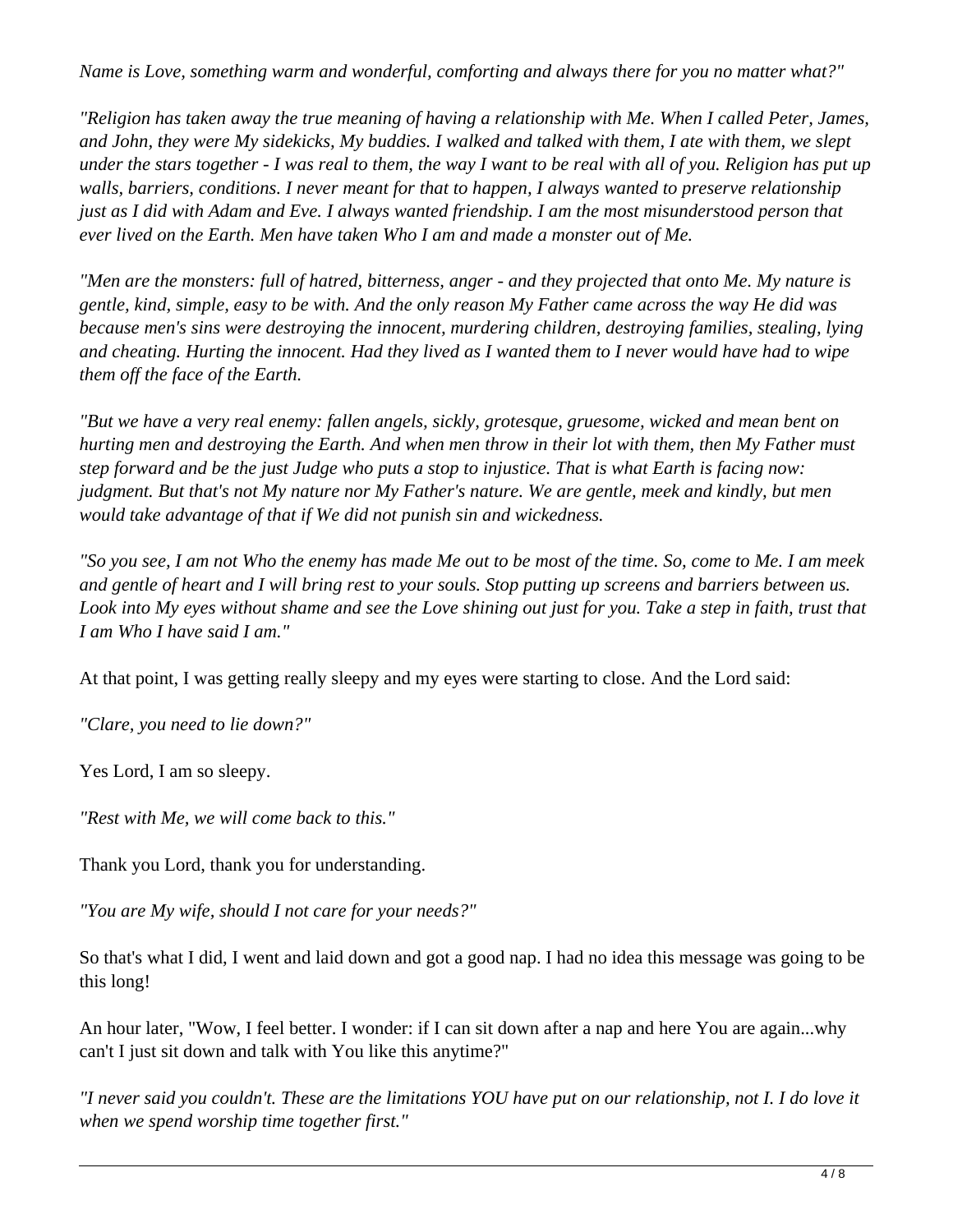*Name is Love, something warm and wonderful, comforting and always there for you no matter what?"*

*"Religion has taken away the true meaning of having a relationship with Me. When I called Peter, James, and John, they were My sidekicks, My buddies. I walked and talked with them, I ate with them, we slept under the stars together - I was real to them, the way I want to be real with all of you. Religion has put up walls, barriers, conditions. I never meant for that to happen, I always wanted to preserve relationship just as I did with Adam and Eve. I always wanted friendship. I am the most misunderstood person that ever lived on the Earth. Men have taken Who I am and made a monster out of Me.*

*"Men are the monsters: full of hatred, bitterness, anger - and they projected that onto Me. My nature is gentle, kind, simple, easy to be with. And the only reason My Father came across the way He did was because men's sins were destroying the innocent, murdering children, destroying families, stealing, lying and cheating. Hurting the innocent. Had they lived as I wanted them to I never would have had to wipe them off the face of the Earth.*

*"But we have a very real enemy: fallen angels, sickly, grotesque, gruesome, wicked and mean bent on hurting men and destroying the Earth. And when men throw in their lot with them, then My Father must step forward and be the just Judge who puts a stop to injustice. That is what Earth is facing now: judgment. But that's not My nature nor My Father's nature. We are gentle, meek and kindly, but men would take advantage of that if We did not punish sin and wickedness.*

*"So you see, I am not Who the enemy has made Me out to be most of the time. So, come to Me. I am meek and gentle of heart and I will bring rest to your souls. Stop putting up screens and barriers between us. Look into My eyes without shame and see the Love shining out just for you. Take a step in faith, trust that I am Who I have said I am."*

At that point, I was getting really sleepy and my eyes were starting to close. And the Lord said:

*"Clare, you need to lie down?"*

Yes Lord, I am so sleepy.

*"Rest with Me, we will come back to this."*

Thank you Lord, thank you for understanding.

*"You are My wife, should I not care for your needs?"*

So that's what I did, I went and laid down and got a good nap. I had no idea this message was going to be this long!

An hour later, "Wow, I feel better. I wonder: if I can sit down after a nap and here You are again...why can't I just sit down and talk with You like this anytime?"

*"I never said you couldn't. These are the limitations YOU have put on our relationship, not I. I do love it when we spend worship time together first."*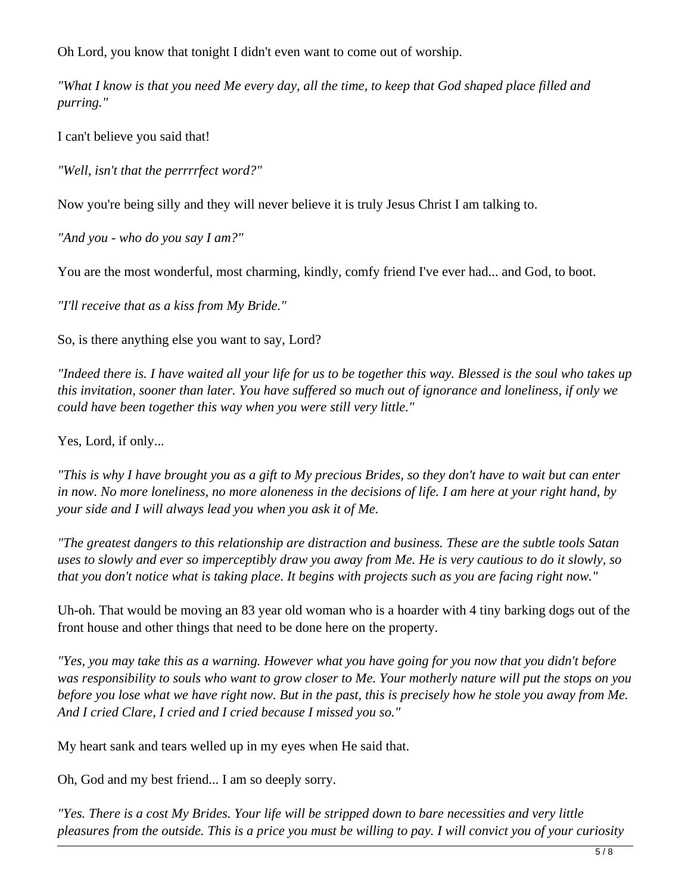Oh Lord, you know that tonight I didn't even want to come out of worship.

*"What I know is that you need Me every day, all the time, to keep that God shaped place filled and purring."*

I can't believe you said that!

*"Well, isn't that the perrrrfect word?"*

Now you're being silly and they will never believe it is truly Jesus Christ I am talking to.

*"And you - who do you say I am?"*

You are the most wonderful, most charming, kindly, comfy friend I've ever had... and God, to boot.

*"I'll receive that as a kiss from My Bride."*

So, is there anything else you want to say, Lord?

*"Indeed there is. I have waited all your life for us to be together this way. Blessed is the soul who takes up this invitation, sooner than later. You have suffered so much out of ignorance and loneliness, if only we could have been together this way when you were still very little."*

Yes, Lord, if only...

*"This is why I have brought you as a gift to My precious Brides, so they don't have to wait but can enter in now. No more loneliness, no more aloneness in the decisions of life. I am here at your right hand, by your side and I will always lead you when you ask it of Me.*

*"The greatest dangers to this relationship are distraction and business. These are the subtle tools Satan uses to slowly and ever so imperceptibly draw you away from Me. He is very cautious to do it slowly, so that you don't notice what is taking place. It begins with projects such as you are facing right now."*

Uh-oh. That would be moving an 83 year old woman who is a hoarder with 4 tiny barking dogs out of the front house and other things that need to be done here on the property.

*"Yes, you may take this as a warning. However what you have going for you now that you didn't before was responsibility to souls who want to grow closer to Me. Your motherly nature will put the stops on you before you lose what we have right now. But in the past, this is precisely how he stole you away from Me. And I cried Clare, I cried and I cried because I missed you so."*

My heart sank and tears welled up in my eyes when He said that.

Oh, God and my best friend... I am so deeply sorry.

*"Yes. There is a cost My Brides. Your life will be stripped down to bare necessities and very little pleasures from the outside. This is a price you must be willing to pay. I will convict you of your curiosity*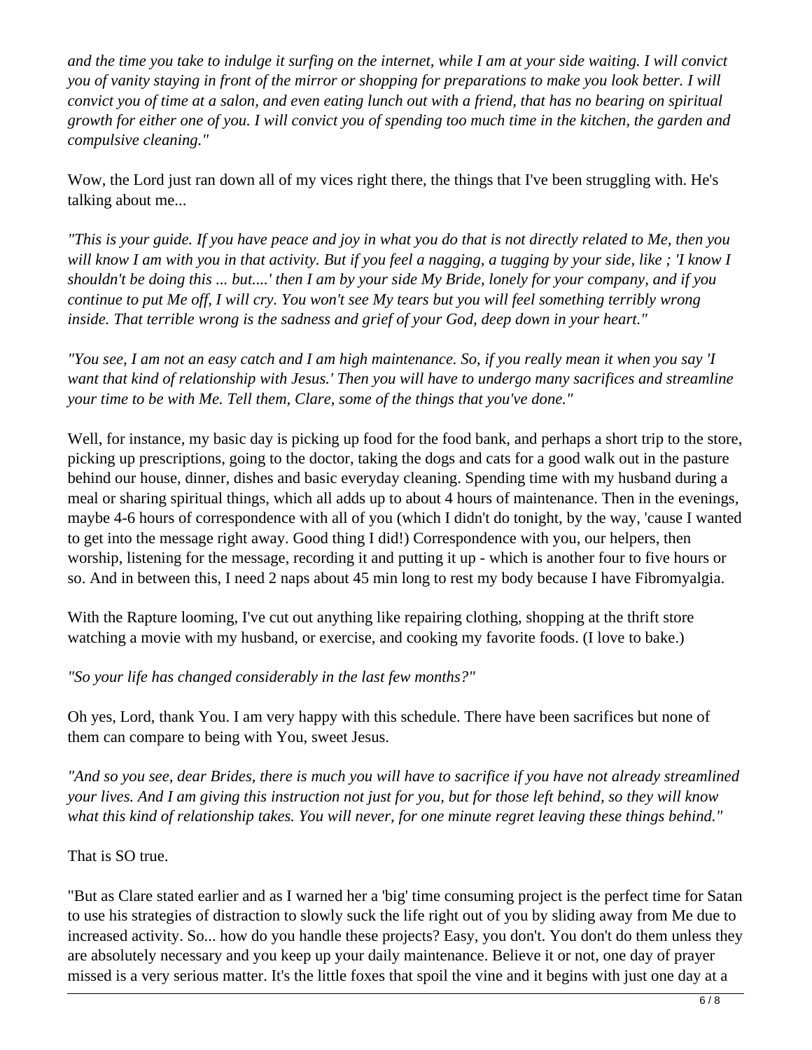*and the time you take to indulge it surfing on the internet, while I am at your side waiting. I will convict you of vanity staying in front of the mirror or shopping for preparations to make you look better. I will convict you of time at a salon, and even eating lunch out with a friend, that has no bearing on spiritual growth for either one of you. I will convict you of spending too much time in the kitchen, the garden and compulsive cleaning."*

Wow, the Lord just ran down all of my vices right there, the things that I've been struggling with. He's talking about me...

*"This is your guide. If you have peace and joy in what you do that is not directly related to Me, then you will know I am with you in that activity. But if you feel a nagging, a tugging by your side, like ; 'I know I shouldn't be doing this ... but....' then I am by your side My Bride, lonely for your company, and if you continue to put Me off, I will cry. You won't see My tears but you will feel something terribly wrong inside. That terrible wrong is the sadness and grief of your God, deep down in your heart."*

*"You see, I am not an easy catch and I am high maintenance. So, if you really mean it when you say 'I want that kind of relationship with Jesus.' Then you will have to undergo many sacrifices and streamline your time to be with Me. Tell them, Clare, some of the things that you've done."*

Well, for instance, my basic day is picking up food for the food bank, and perhaps a short trip to the store, picking up prescriptions, going to the doctor, taking the dogs and cats for a good walk out in the pasture behind our house, dinner, dishes and basic everyday cleaning. Spending time with my husband during a meal or sharing spiritual things, which all adds up to about 4 hours of maintenance. Then in the evenings, maybe 4-6 hours of correspondence with all of you (which I didn't do tonight, by the way, 'cause I wanted to get into the message right away. Good thing I did!) Correspondence with you, our helpers, then worship, listening for the message, recording it and putting it up - which is another four to five hours or so. And in between this, I need 2 naps about 45 min long to rest my body because I have Fibromyalgia.

With the Rapture looming, I've cut out anything like repairing clothing, shopping at the thrift store watching a movie with my husband, or exercise, and cooking my favorite foods. (I love to bake.)

*"So your life has changed considerably in the last few months?"*

Oh yes, Lord, thank You. I am very happy with this schedule. There have been sacrifices but none of them can compare to being with You, sweet Jesus.

*"And so you see, dear Brides, there is much you will have to sacrifice if you have not already streamlined your lives. And I am giving this instruction not just for you, but for those left behind, so they will know what this kind of relationship takes. You will never, for one minute regret leaving these things behind."*

That is SO true.

"But as Clare stated earlier and as I warned her a 'big' time consuming project is the perfect time for Satan to use his strategies of distraction to slowly suck the life right out of you by sliding away from Me due to increased activity. So... how do you handle these projects? Easy, you don't. You don't do them unless they are absolutely necessary and you keep up your daily maintenance. Believe it or not, one day of prayer missed is a very serious matter. It's the little foxes that spoil the vine and it begins with just one day at a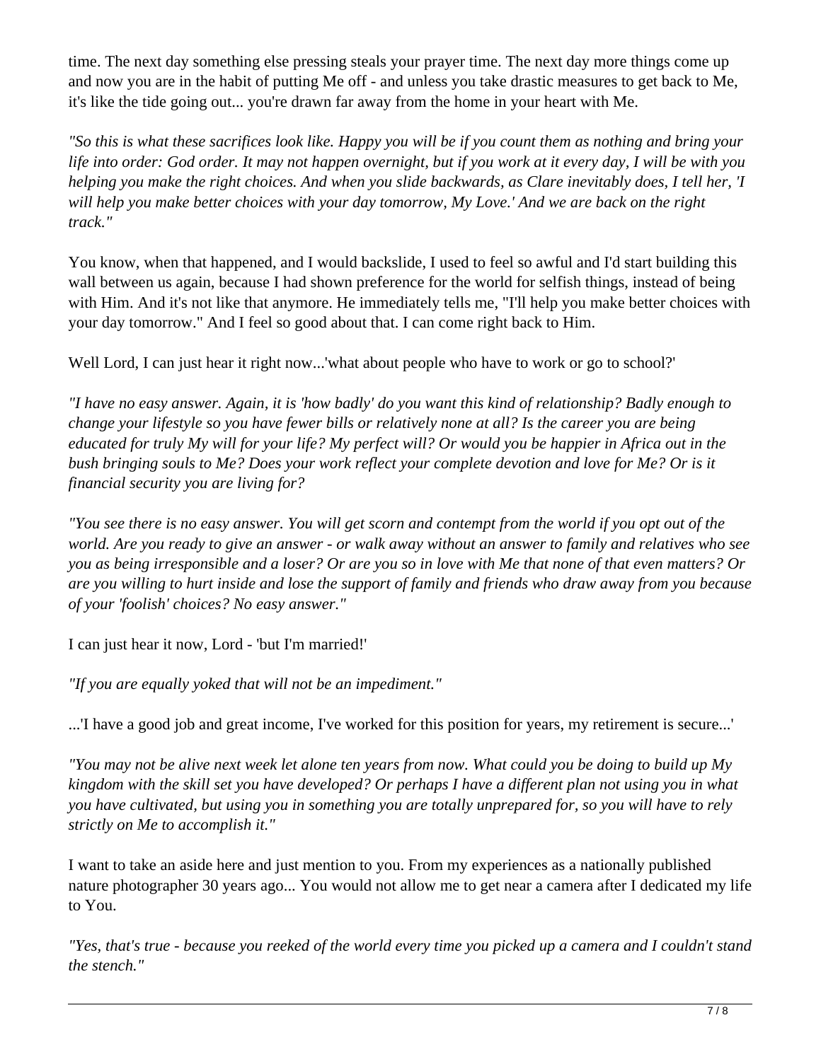time. The next day something else pressing steals your prayer time. The next day more things come up and now you are in the habit of putting Me off - and unless you take drastic measures to get back to Me, it's like the tide going out... you're drawn far away from the home in your heart with Me.

*"So this is what these sacrifices look like. Happy you will be if you count them as nothing and bring your life into order: God order. It may not happen overnight, but if you work at it every day, I will be with you helping you make the right choices. And when you slide backwards, as Clare inevitably does, I tell her, 'I will help you make better choices with your day tomorrow, My Love.' And we are back on the right track."*

You know, when that happened, and I would backslide, I used to feel so awful and I'd start building this wall between us again, because I had shown preference for the world for selfish things, instead of being with Him. And it's not like that anymore. He immediately tells me, "I'll help you make better choices with your day tomorrow." And I feel so good about that. I can come right back to Him.

Well Lord, I can just hear it right now...'what about people who have to work or go to school?'

*"I have no easy answer. Again, it is 'how badly' do you want this kind of relationship? Badly enough to change your lifestyle so you have fewer bills or relatively none at all? Is the career you are being educated for truly My will for your life? My perfect will? Or would you be happier in Africa out in the bush bringing souls to Me? Does your work reflect your complete devotion and love for Me? Or is it financial security you are living for?*

*"You see there is no easy answer. You will get scorn and contempt from the world if you opt out of the world. Are you ready to give an answer - or walk away without an answer to family and relatives who see you as being irresponsible and a loser? Or are you so in love with Me that none of that even matters? Or are you willing to hurt inside and lose the support of family and friends who draw away from you because of your 'foolish' choices? No easy answer."*

I can just hear it now, Lord - 'but I'm married!'

*"If you are equally yoked that will not be an impediment."*

...'I have a good job and great income, I've worked for this position for years, my retirement is secure...'

*"You may not be alive next week let alone ten years from now. What could you be doing to build up My kingdom with the skill set you have developed? Or perhaps I have a different plan not using you in what you have cultivated, but using you in something you are totally unprepared for, so you will have to rely strictly on Me to accomplish it."*

I want to take an aside here and just mention to you. From my experiences as a nationally published nature photographer 30 years ago... You would not allow me to get near a camera after I dedicated my life to You.

*"Yes, that's true - because you reeked of the world every time you picked up a camera and I couldn't stand the stench."*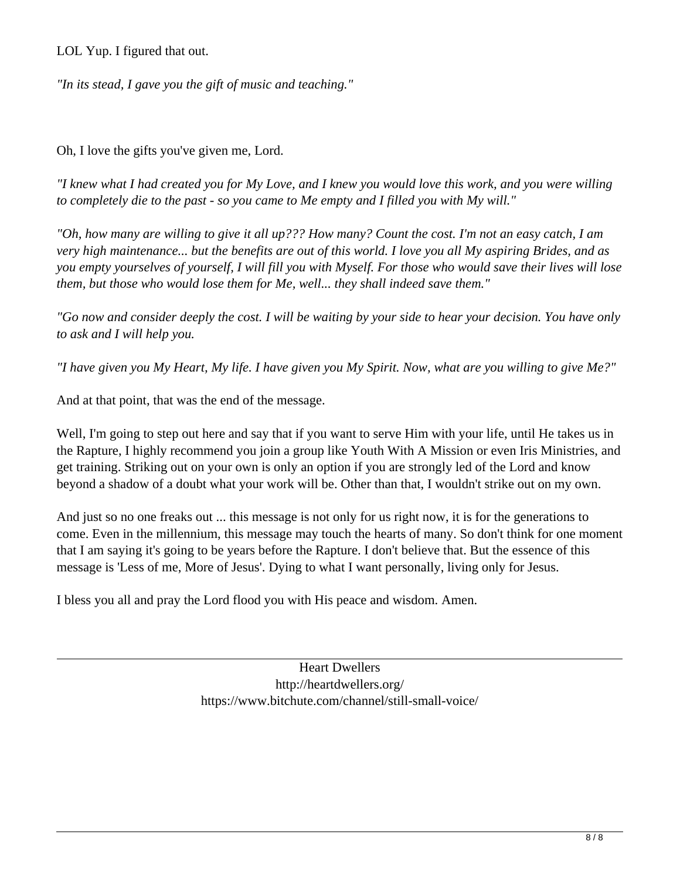LOL Yup. I figured that out.

*"In its stead, I gave you the gift of music and teaching."*

Oh, I love the gifts you've given me, Lord.

*"I knew what I had created you for My Love, and I knew you would love this work, and you were willing to completely die to the past - so you came to Me empty and I filled you with My will."*

*"Oh, how many are willing to give it all up??? How many? Count the cost. I'm not an easy catch, I am very high maintenance... but the benefits are out of this world. I love you all My aspiring Brides, and as you empty yourselves of yourself, I will fill you with Myself. For those who would save their lives will lose them, but those who would lose them for Me, well... they shall indeed save them."*

*"Go now and consider deeply the cost. I will be waiting by your side to hear your decision. You have only to ask and I will help you.*

*"I have given you My Heart, My life. I have given you My Spirit. Now, what are you willing to give Me?"*

And at that point, that was the end of the message.

Well, I'm going to step out here and say that if you want to serve Him with your life, until He takes us in the Rapture, I highly recommend you join a group like Youth With A Mission or even Iris Ministries, and get training. Striking out on your own is only an option if you are strongly led of the Lord and know beyond a shadow of a doubt what your work will be. Other than that, I wouldn't strike out on my own.

And just so no one freaks out ... this message is not only for us right now, it is for the generations to come. Even in the millennium, this message may touch the hearts of many. So don't think for one moment that I am saying it's going to be years before the Rapture. I don't believe that. But the essence of this message is 'Less of me, More of Jesus'. Dying to what I want personally, living only for Jesus.

I bless you all and pray the Lord flood you with His peace and wisdom. Amen.

---

Heart Dwellers
http://heartdwellers.org/
https://www.bitchute.com/channel/still-small-voice/